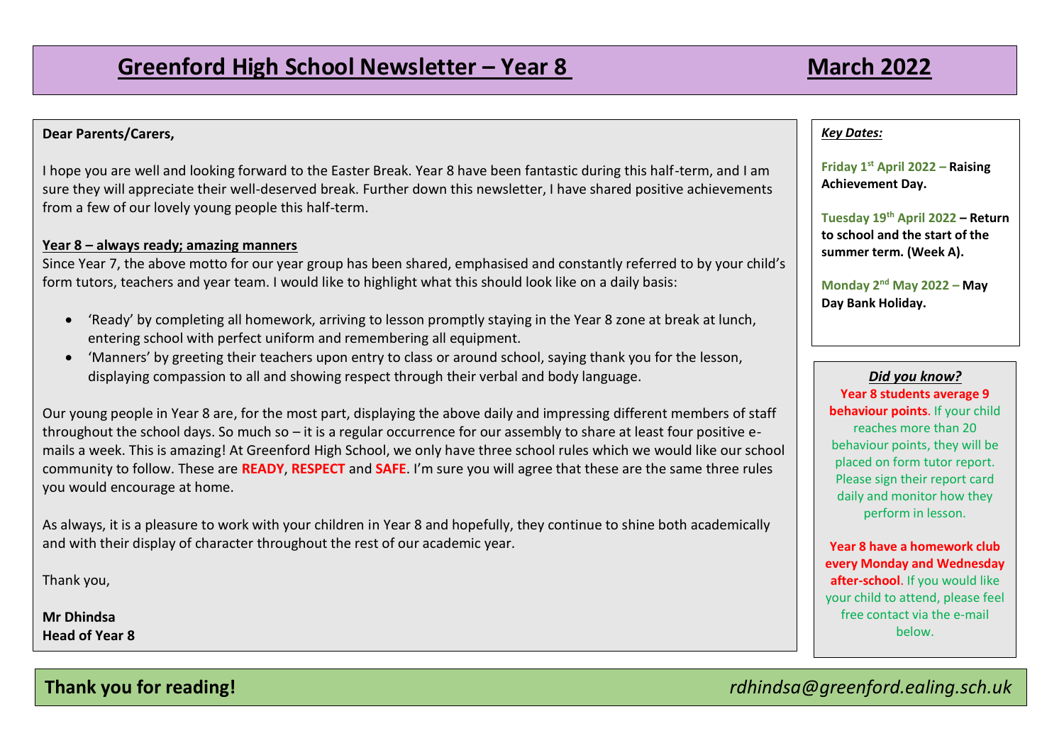# Greenford High School Newsletter – Year 8 March 2022

**Dear Parents/Carers,**

I hope you are well and looking forward to the Easter Break. Year 8 have been fantastic during this half-term, and I am sure they will appreciate their well-deserved break. Further down this newsletter, I have shared positive achievements from a few of our lovely young people this half-term.

**Year 8 – always ready; amazing manners**

Since Year 7, the above motto for our year group has been shared, emphasised and constantly referred to by your child's form tutors, teachers and year team. I would like to highlight what this should look like on a daily basis:

- 'Ready' by completing all homework, arriving to lesson promptly staying in the Year 8 zone at break at lunch, entering school with perfect uniform and remembering all equipment.
- 'Manners' by greeting their teachers upon entry to class or around school, saying thank you for the lesson, displaying compassion to all and showing respect through their verbal and body language.

Our young people in Year 8 are, for the most part, displaying the above daily and impressing different members of staff throughout the school days. So much so – it is a regular occurrence for our assembly to share at least four positive e-mails a week. This is amazing! At Greenford High School, we only have three school rules which we would like our school community to follow. These are **READY**, **RESPECT** and **SAFE**. I'm sure you will agree that these are the same three rules you would encourage at home.

As always, it is a pleasure to work with your children in Year 8 and hopefully, they continue to shine both academically and with their display of character throughout the rest of our academic year.

Thank you,

**Mr Dhindsa**
**Head of Year 8**

***Key Dates:***

**Friday 1st April 2022 – Raising Achievement Day.**

**Tuesday 19th April 2022 – Return to school and the start of the summer term. (Week A).**

**Monday 2nd May 2022 – May Day Bank Holiday.**

***Did you know?***

**Year 8 students average 9 behaviour points**. If your child reaches more than 20 behaviour points, they will be placed on form tutor report. Please sign their report card daily and monitor how they perform in lesson.

**Year 8 have a homework club every Monday and Wednesday after-school**. If you would like your child to attend, please feel free contact via the e-mail below.

**Thank you for reading!** *rdhindsa@greenford.ealing.sch.uk*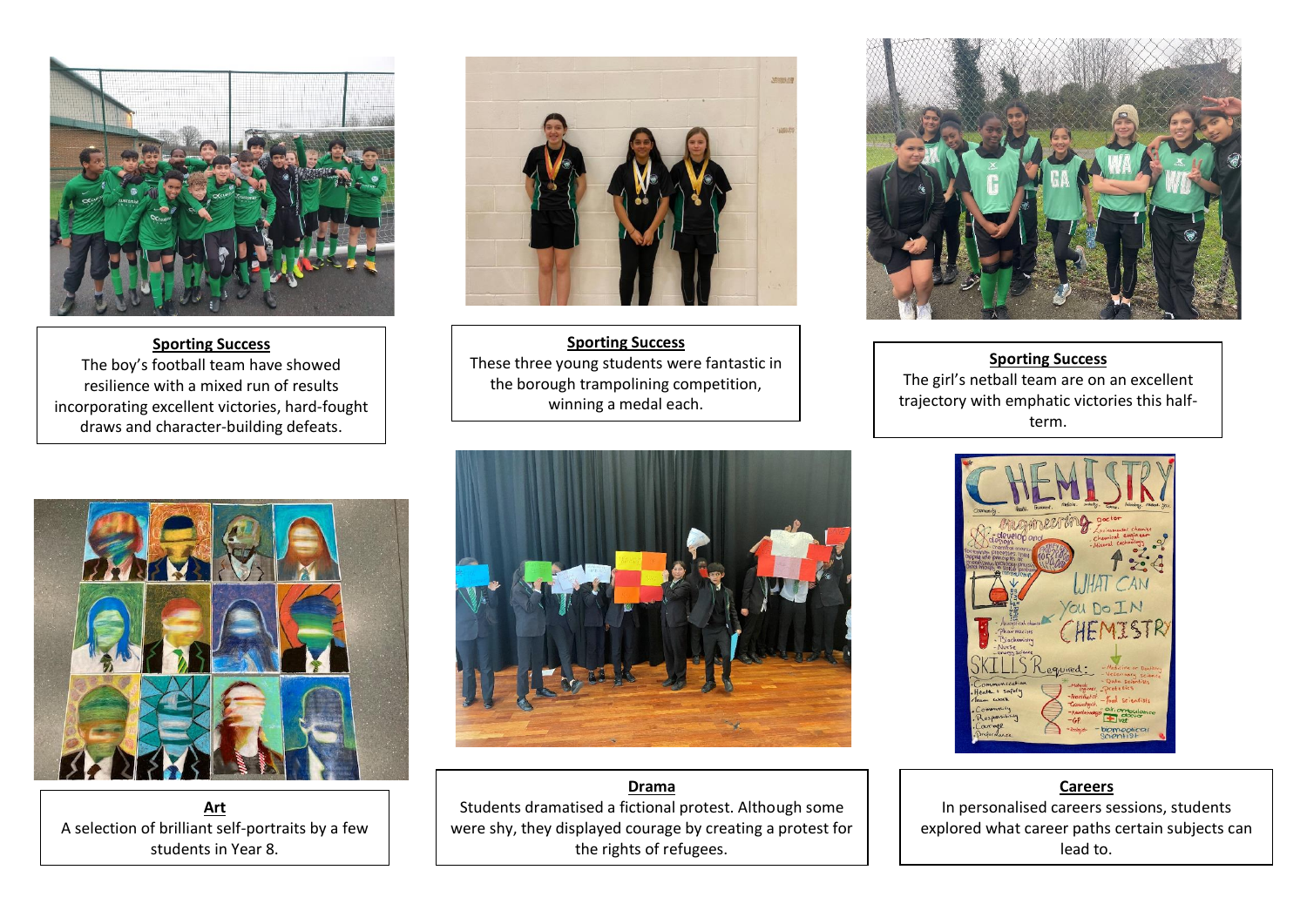**Sporting Success**

The boy's football team have showed resilience with a mixed run of results incorporating excellent victories, hard-fought draws and character-building defeats.

**Sporting Success**

These three young students were fantastic in the borough trampolining competition, winning a medal each.

**Sporting Success**

The girl's netball team are on an excellent trajectory with emphatic victories this half-term.

**Art**

A selection of brilliant self-portraits by a few students in Year 8.

**Drama**

Students dramatised a fictional protest. Although some were shy, they displayed courage by creating a protest for the rights of refugees.

**Careers**

In personalised careers sessions, students explored what career paths certain subjects can lead to.